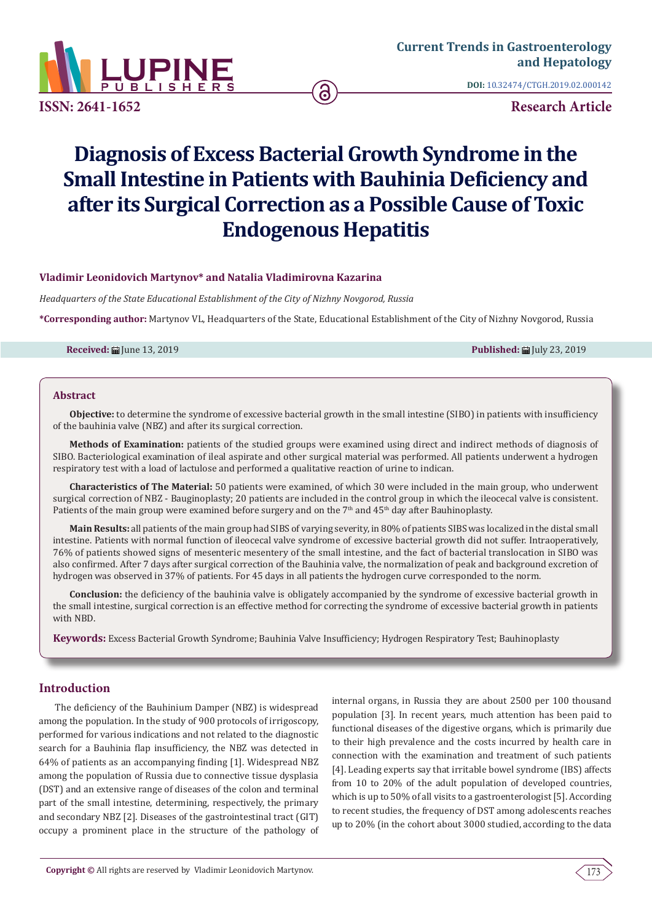Current Trends in Gastroenterology and Hepatology

DOI: 10.32474/CTGH.2019.02.000142

ISSN: 2641-1652

Research Article

# Diagnosis of Excess Bacterial Growth Syndrome in the Small Intestine in Patients with Bauhinia Deficiency and after its Surgical Correction as a Possible Cause of Toxic Endogenous Hepatitis

**Vladimir Leonidovich Martynov* and Natalia Vladimirovna Kazarina**

*Headquarters of the State Educational Establishment of the City of Nizhny Novgorod, Russia*

**\*Corresponding author:** Martynov VL, Headquarters of the State, Educational Establishment of the City of Nizhny Novgorod, Russia

**Received:** June 13, 2019 **Published:** July 23, 2019

## Abstract

**Objective:** to determine the syndrome of excessive bacterial growth in the small intestine (SIBO) in patients with insufficiency of the bauhinia valve (NBZ) and after its surgical correction.

**Methods of Examination:** patients of the studied groups were examined using direct and indirect methods of diagnosis of SIBO. Bacteriological examination of ileal aspirate and other surgical material was performed. All patients underwent a hydrogen respiratory test with a load of lactulose and performed a qualitative reaction of urine to indican.

**Characteristics of The Material:** 50 patients were examined, of which 30 were included in the main group, who underwent surgical correction of NBZ - Bauginoplasty; 20 patients are included in the control group in which the ileocecal valve is consistent. Patients of the main group were examined before surgery and on the 7th and 45th day after Bauhinoplasty.

**Main Results:** all patients of the main group had SIBS of varying severity, in 80% of patients SIBS was localized in the distal small intestine. Patients with normal function of ileocecal valve syndrome of excessive bacterial growth did not suffer. Intraoperatively, 76% of patients showed signs of mesenteric mesentery of the small intestine, and the fact of bacterial translocation in SIBO was also confirmed. After 7 days after surgical correction of the Bauhinia valve, the normalization of peak and background excretion of hydrogen was observed in 37% of patients. For 45 days in all patients the hydrogen curve corresponded to the norm.

**Conclusion:** the deficiency of the bauhinia valve is obligately accompanied by the syndrome of excessive bacterial growth in the small intestine, surgical correction is an effective method for correcting the syndrome of excessive bacterial growth in patients with NBD.

**Keywords:** Excess Bacterial Growth Syndrome; Bauhinia Valve Insufficiency; Hydrogen Respiratory Test; Bauhinoplasty

## Introduction

The deficiency of the Bauhinium Damper (NBZ) is widespread among the population. In the study of 900 protocols of irrigoscopy, performed for various indications and not related to the diagnostic search for a Bauhinia flap insufficiency, the NBZ was detected in 64% of patients as an accompanying finding [1]. Widespread NBZ among the population of Russia due to connective tissue dysplasia (DST) and an extensive range of diseases of the colon and terminal part of the small intestine, determining, respectively, the primary and secondary NBZ [2]. Diseases of the gastrointestinal tract (GIT) occupy a prominent place in the structure of the pathology of internal organs, in Russia they are about 2500 per 100 thousand population [3]. In recent years, much attention has been paid to functional diseases of the digestive organs, which is primarily due to their high prevalence and the costs incurred by health care in connection with the examination and treatment of such patients [4]. Leading experts say that irritable bowel syndrome (IBS) affects from 10 to 20% of the adult population of developed countries, which is up to 50% of all visits to a gastroenterologist [5]. According to recent studies, the frequency of DST among adolescents reaches up to 20% (in the cohort about 3000 studied, according to the data

**Copyright ©** All rights are reserved by Vladimir Leonidovich Martynov.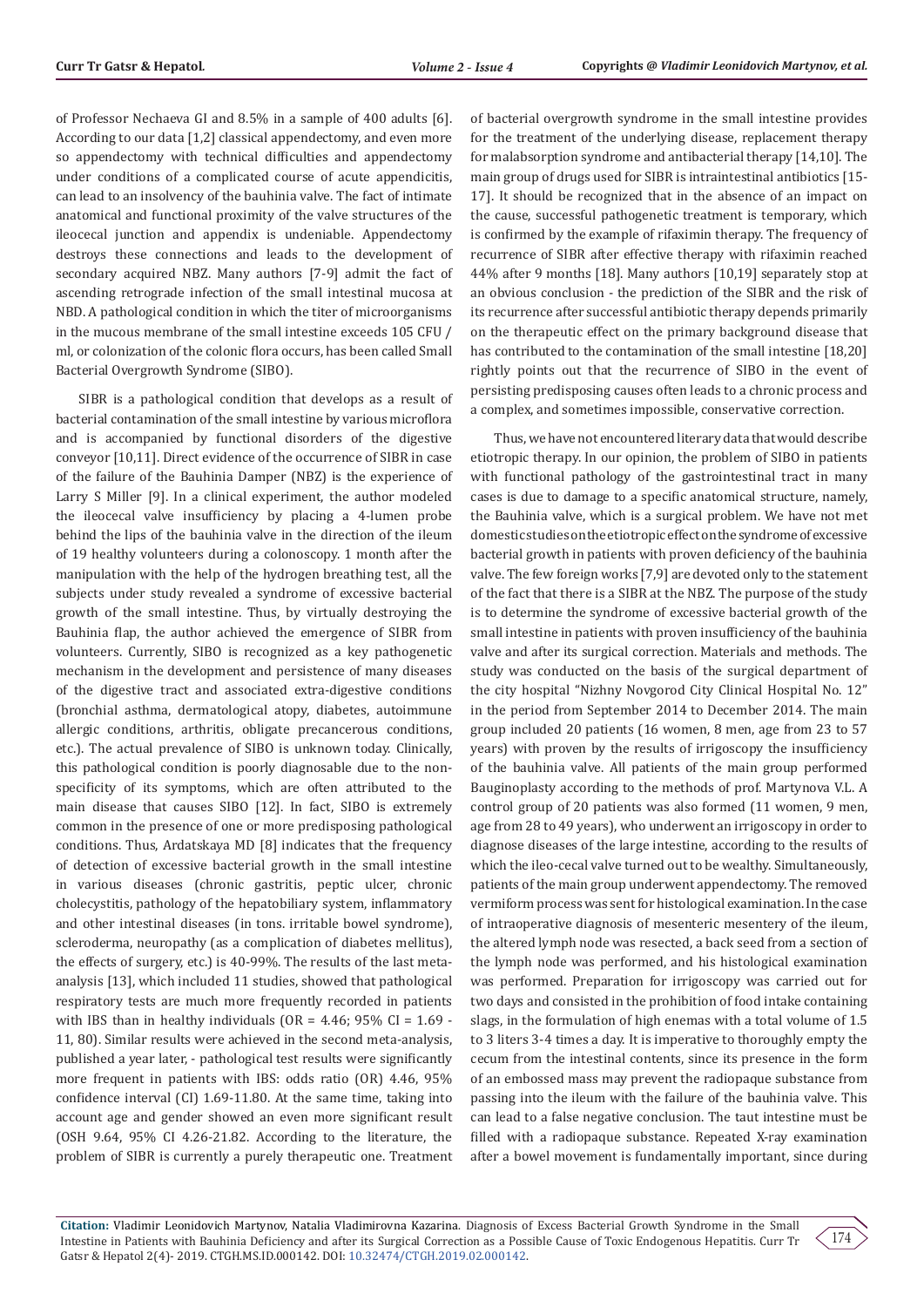of Professor Nechaeva GI and 8.5% in a sample of 400 adults [6]. According to our data [1,2] classical appendectomy, and even more so appendectomy with technical difficulties and appendectomy under conditions of a complicated course of acute appendicitis, can lead to an insolvency of the bauhinia valve. The fact of intimate anatomical and functional proximity of the valve structures of the ileocecal junction and appendix is undeniable. Appendectomy destroys these connections and leads to the development of secondary acquired NBZ. Many authors [7-9] admit the fact of ascending retrograde infection of the small intestinal mucosa at NBD. A pathological condition in which the titer of microorganisms in the mucous membrane of the small intestine exceeds 105 CFU / ml, or colonization of the colonic flora occurs, has been called Small Bacterial Overgrowth Syndrome (SIBO).

SIBR is a pathological condition that develops as a result of bacterial contamination of the small intestine by various microflora and is accompanied by functional disorders of the digestive conveyor [10,11]. Direct evidence of the occurrence of SIBR in case of the failure of the Bauhinia Damper (NBZ) is the experience of Larry S Miller [9]. In a clinical experiment, the author modeled the ileocecal valve insufficiency by placing a 4-lumen probe behind the lips of the bauhinia valve in the direction of the ileum of 19 healthy volunteers during a colonoscopy. 1 month after the manipulation with the help of the hydrogen breathing test, all the subjects under study revealed a syndrome of excessive bacterial growth of the small intestine. Thus, by virtually destroying the Bauhinia flap, the author achieved the emergence of SIBR from volunteers. Currently, SIBO is recognized as a key pathogenetic mechanism in the development and persistence of many diseases of the digestive tract and associated extra-digestive conditions (bronchial asthma, dermatological atopy, diabetes, autoimmune allergic conditions, arthritis, obligate precancerous conditions, etc.). The actual prevalence of SIBO is unknown today. Clinically, this pathological condition is poorly diagnosable due to the non-specificity of its symptoms, which are often attributed to the main disease that causes SIBO [12]. In fact, SIBO is extremely common in the presence of one or more predisposing pathological conditions. Thus, Ardatskaya MD [8] indicates that the frequency of detection of excessive bacterial growth in the small intestine in various diseases (chronic gastritis, peptic ulcer, chronic cholecystitis, pathology of the hepatobiliary system, inflammatory and other intestinal diseases (in tons. irritable bowel syndrome), scleroderma, neuropathy (as a complication of diabetes mellitus), the effects of surgery, etc.) is 40-99%. The results of the last meta-analysis [13], which included 11 studies, showed that pathological respiratory tests are much more frequently recorded in patients with IBS than in healthy individuals (OR = 4.46; 95% CI = 1.69 - 11, 80). Similar results were achieved in the second meta-analysis, published a year later, - pathological test results were significantly more frequent in patients with IBS: odds ratio (OR) 4.46, 95% confidence interval (CI) 1.69-11.80. At the same time, taking into account age and gender showed an even more significant result (OSH 9.64, 95% CI 4.26-21.82. According to the literature, the problem of SIBR is currently a purely therapeutic one. Treatment of bacterial overgrowth syndrome in the small intestine provides for the treatment of the underlying disease, replacement therapy for malabsorption syndrome and antibacterial therapy [14,10]. The main group of drugs used for SIBR is intraintestinal antibiotics [15-17]. It should be recognized that in the absence of an impact on the cause, successful pathogenetic treatment is temporary, which is confirmed by the example of rifaximin therapy. The frequency of recurrence of SIBR after effective therapy with rifaximin reached 44% after 9 months [18]. Many authors [10,19] separately stop at an obvious conclusion - the prediction of the SIBR and the risk of its recurrence after successful antibiotic therapy depends primarily on the therapeutic effect on the primary background disease that has contributed to the contamination of the small intestine [18,20] rightly points out that the recurrence of SIBO in the event of persisting predisposing causes often leads to a chronic process and a complex, and sometimes impossible, conservative correction.

Thus, we have not encountered literary data that would describe etiotropic therapy. In our opinion, the problem of SIBO in patients with functional pathology of the gastrointestinal tract in many cases is due to damage to a specific anatomical structure, namely, the Bauhinia valve, which is a surgical problem. We have not met domestic studies on the etiotropic effect on the syndrome of excessive bacterial growth in patients with proven deficiency of the bauhinia valve. The few foreign works [7,9] are devoted only to the statement of the fact that there is a SIBR at the NBZ. The purpose of the study is to determine the syndrome of excessive bacterial growth of the small intestine in patients with proven insufficiency of the bauhinia valve and after its surgical correction. Materials and methods. The study was conducted on the basis of the surgical department of the city hospital "Nizhny Novgorod City Clinical Hospital No. 12" in the period from September 2014 to December 2014. The main group included 20 patients (16 women, 8 men, age from 23 to 57 years) with proven by the results of irrigoscopy the insufficiency of the bauhinia valve. All patients of the main group performed Bauginoplasty according to the methods of prof. Martynova V.L. A control group of 20 patients was also formed (11 women, 9 men, age from 28 to 49 years), who underwent an irrigoscopy in order to diagnose diseases of the large intestine, according to the results of which the ileo-cecal valve turned out to be wealthy. Simultaneously, patients of the main group underwent appendectomy. The removed vermiform process was sent for histological examination. In the case of intraoperative diagnosis of mesenteric mesentery of the ileum, the altered lymph node was resected, a back seed from a section of the lymph node was performed, and his histological examination was performed. Preparation for irrigoscopy was carried out for two days and consisted in the prohibition of food intake containing slags, in the formulation of high enemas with a total volume of 1.5 to 3 liters 3-4 times a day. It is imperative to thoroughly empty the cecum from the intestinal contents, since its presence in the form of an embossed mass may prevent the radiopaque substance from passing into the ileum with the failure of the bauhinia valve. This can lead to a false negative conclusion. The taut intestine must be filled with a radiopaque substance. Repeated X-ray examination after a bowel movement is fundamentally important, since during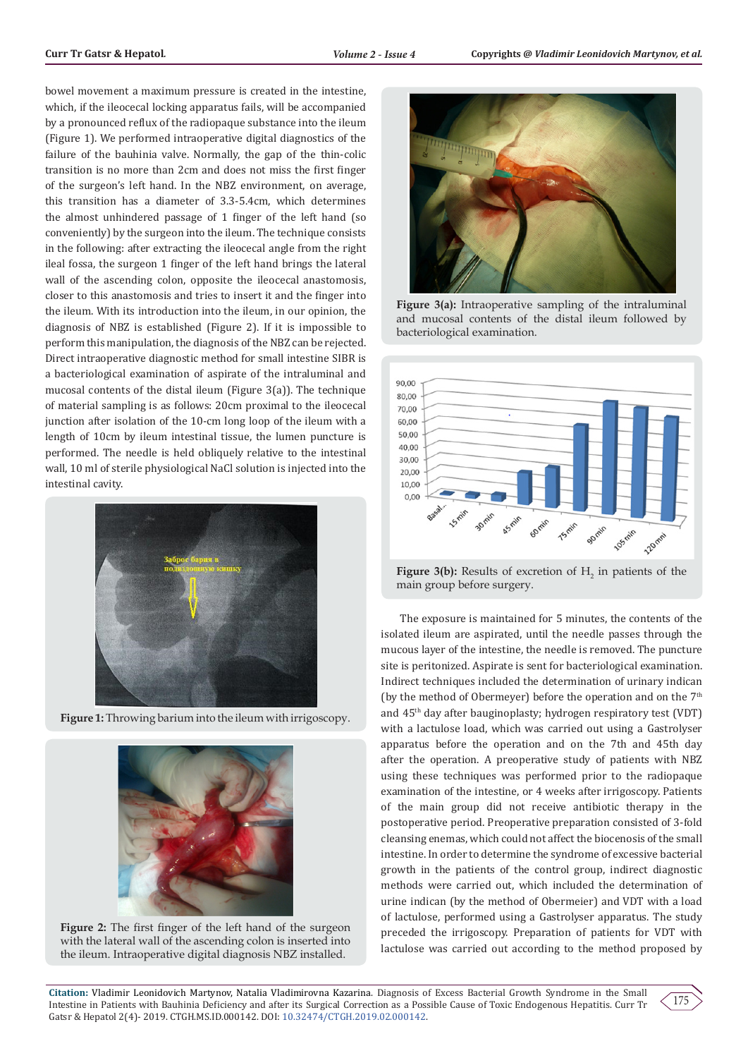bowel movement a maximum pressure is created in the intestine, which, if the ileocecal locking apparatus fails, will be accompanied by a pronounced reflux of the radiopaque substance into the ileum (Figure 1). We performed intraoperative digital diagnostics of the failure of the bauhinia valve. Normally, the gap of the thin-colic transition is no more than 2cm and does not miss the first finger of the surgeon's left hand. In the NBZ environment, on average, this transition has a diameter of 3.3-5.4cm, which determines the almost unhindered passage of 1 finger of the left hand (so conveniently) by the surgeon into the ileum. The technique consists in the following: after extracting the ileocecal angle from the right ileal fossa, the surgeon 1 finger of the left hand brings the lateral wall of the ascending colon, opposite the ileocecal anastomosis, closer to this anastomosis and tries to insert it and the finger into the ileum. With its introduction into the ileum, in our opinion, the diagnosis of NBZ is established (Figure 2). If it is impossible to perform this manipulation, the diagnosis of the NBZ can be rejected. Direct intraoperative diagnostic method for small intestine SIBR is a bacteriological examination of aspirate of the intraluminal and mucosal contents of the distal ileum (Figure 3(a)). The technique of material sampling is as follows: 20cm proximal to the ileocecal junction after isolation of the 10-cm long loop of the ileum with a length of 10cm by ileum intestinal tissue, the lumen puncture is performed. The needle is held obliquely relative to the intestinal wall, 10 ml of sterile physiological NaCl solution is injected into the intestinal cavity.

**Figure 1:** Throwing barium into the ileum with irrigoscopy.

**Figure 2:** The first finger of the left hand of the surgeon with the lateral wall of the ascending colon is inserted into the ileum. Intraoperative digital diagnosis NBZ installed.

**Figure 3(a):** Intraoperative sampling of the intraluminal and mucosal contents of the distal ileum followed by bacteriological examination.

**Figure 3(b):** Results of excretion of $H_2$ in patients of the main group before surgery.

The exposure is maintained for 5 minutes, the contents of the isolated ileum are aspirated, until the needle passes through the mucous layer of the intestine, the needle is removed. The puncture site is peritonized. Aspirate is sent for bacteriological examination. Indirect techniques included the determination of urinary indican (by the method of Obermeyer) before the operation and on the 7th and 45th day after bauginoplasty; hydrogen respiratory test (VDT) with a lactulose load, which was carried out using a Gastrolyser apparatus before the operation and on the 7th and 45th day after the operation. A preoperative study of patients with NBZ using these techniques was performed prior to the radiopaque examination of the intestine, or 4 weeks after irrigoscopy. Patients of the main group did not receive antibiotic therapy in the postoperative period. Preoperative preparation consisted of 3-fold cleansing enemas, which could not affect the biocenosis of the small intestine. In order to determine the syndrome of excessive bacterial growth in the patients of the control group, indirect diagnostic methods were carried out, which included the determination of urine indican (by the method of Obermeier) and VDT with a load of lactulose, performed using a Gastrolyser apparatus. The study preceded the irrigoscopy. Preparation of patients for VDT with lactulose was carried out according to the method proposed by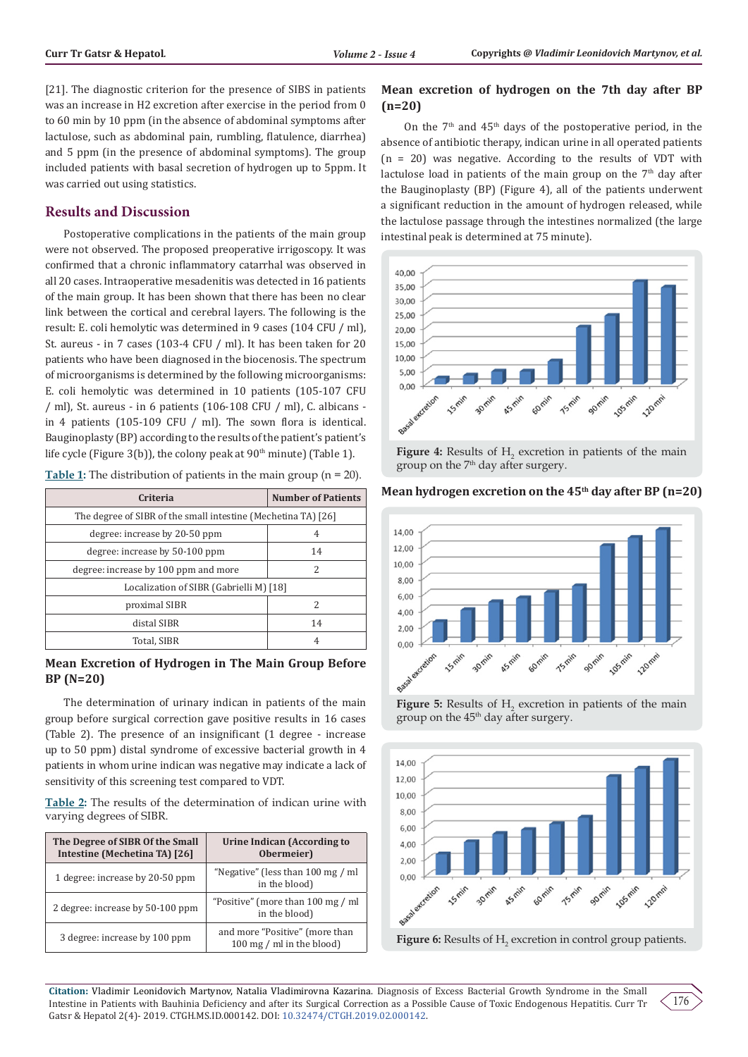[21]. The diagnostic criterion for the presence of SIBS in patients was an increase in H2 excretion after exercise in the period from 0 to 60 min by 10 ppm (in the absence of abdominal symptoms after lactulose, such as abdominal pain, rumbling, flatulence, diarrhea) and 5 ppm (in the presence of abdominal symptoms). The group included patients with basal secretion of hydrogen up to 5ppm. It was carried out using statistics.

## Results and Discussion

Postoperative complications in the patients of the main group were not observed. The proposed preoperative irrigoscopy. It was confirmed that a chronic inflammatory catarrhal was observed in all 20 cases. Intraoperative mesadenitis was detected in 16 patients of the main group. It has been shown that there has been no clear link between the cortical and cerebral layers. The following is the result: E. coli hemolytic was determined in 9 cases (104 CFU / ml), St. aureus - in 7 cases (103-4 CFU / ml). It has been taken for 20 patients who have been diagnosed in the biocenosis. The spectrum of microorganisms is determined by the following microorganisms: E. coli hemolytic was determined in 10 patients (105-107 CFU / ml), St. aureus - in 6 patients (106-108 CFU / ml), C. albicans - in 4 patients (105-109 CFU / ml). The sown flora is identical. Bauginoplasty (BP) according to the results of the patient's passage life cycle (Figure 3(b)), the colony peak at 90th minute) (Table 1).

**Table 1:** The distribution of patients in the main group (n = 20).

| Criteria | Number of Patients |
|---|---|
| The degree of SIBR of the small intestine (Mechetina TA) [26] | |
| degree: increase by 20-50 ppm | 4 |
| degree: increase by 50-100 ppm | 14 |
| degree: increase by 100 ppm and more | 2 |
| Localization of SIBR (Gabrielli M) [18] | |
| proximal SIBR | 2 |
| distal SIBR | 14 |
| Total, SIBR | 4 |

### Mean Excretion of Hydrogen in The Main Group Before BP (N=20)

The determination of urinary indican in patients of the main group before surgical correction gave positive results in 16 cases (Table 2). The presence of an insignificant (1 degree - increase up to 50 ppm) distal syndrome of excessive bacterial growth in 4 patients in whom urine indican was negative may indicate a lack of sensitivity of this screening test compared to VDT.

**Table 2:** The results of the determination of indican urine with varying degrees of SIBR.

| The Degree of SIBR Of the Small Intestine (Mechetina TA) [26] | Urine Indican (According to Obermeier) |
|---|---|
| 1 degree: increase by 20-50 ppm | "Negative" (less than 100 mg / ml in the blood) |
| 2 degree: increase by 50-100 ppm | "Positive" (more than 100 mg / ml in the blood) |
| 3 degree: increase by 100 ppm | and more "Positive" (more than 100 mg / ml in the blood) |

### Mean excretion of hydrogen on the 7th day after BP (n=20)

On the 7th and 45th days of the postoperative period, in the absence of antibiotic therapy, indican urine in all operated patients (n = 20) was negative. According to the results of VDT with lactulose load in patients of the main group on the 7th day after the Bauginoplasty (BP) (Figure 4), all of the patients underwent a significant reduction in the amount of hydrogen released, while the lactulose passage through the intestines normalized (the large intestinal peak is determined at 75 minute).

**Figure 4:** Results of $H_2$ excretion in patients of the main group on the 7th day after surgery.

### Mean hydrogen excretion on the 45th day after BP (n=20)

**Figure 5:** Results of $H_2$ excretion in patients of the main group on the 45th day after surgery.

**Figure 6:** Results of $H_2$ excretion in control group patients.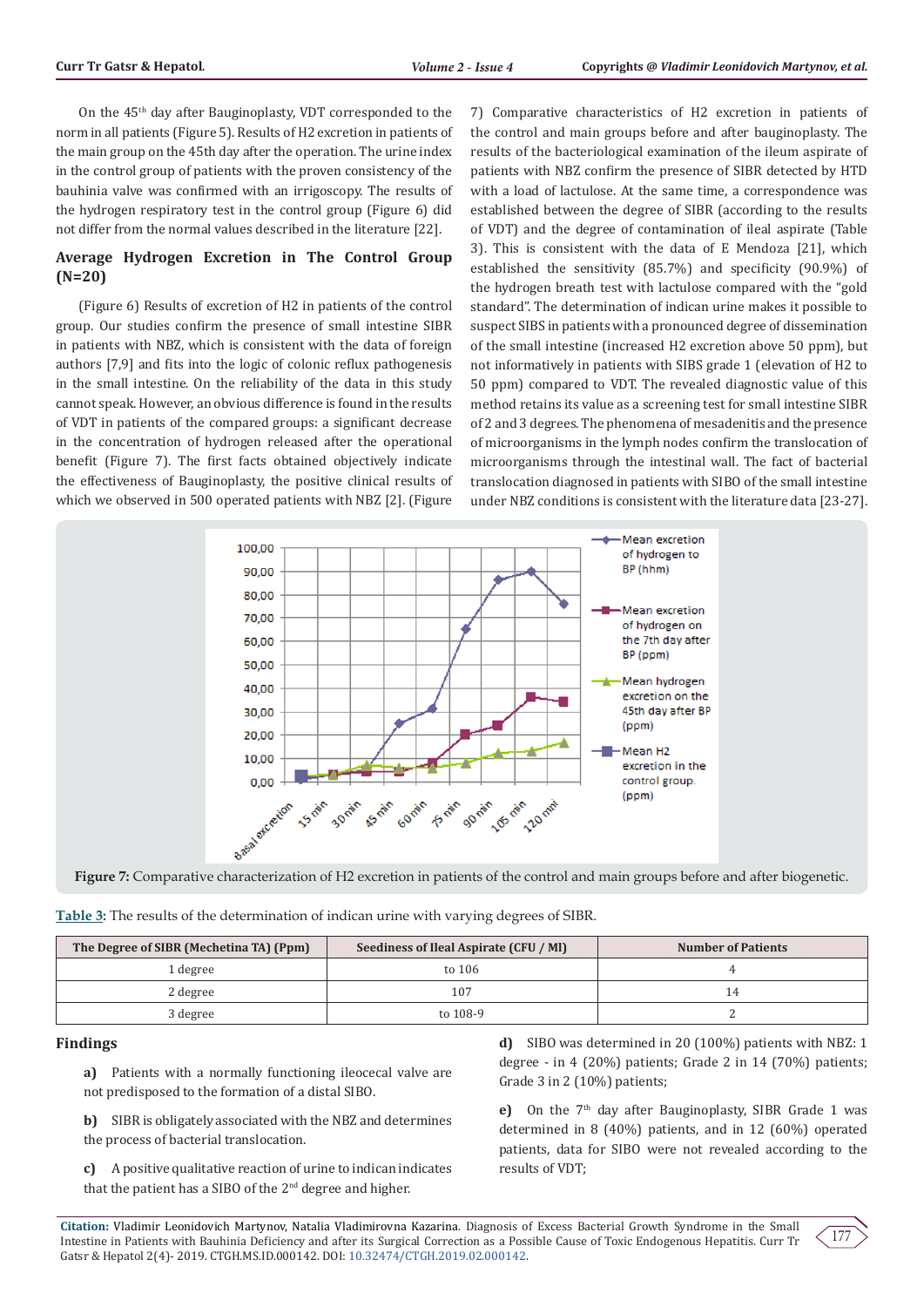On the 45[th] day after Bauginoplasty, VDT corresponded to the norm in all patients (Figure 5). Results of H2 excretion in patients of the main group on the 45th day after the operation. The urine index in the control group of patients with the proven consistency of the bauhinia valve was confirmed with an irrigoscopy. The results of the hydrogen respiratory test in the control group (Figure 6) did not differ from the normal values described in the literature [22].

## Average Hydrogen Excretion in The Control Group (N=20)

(Figure 6) Results of excretion of H2 in patients of the control group. Our studies confirm the presence of small intestine SIBR in patients with NBZ, which is consistent with the data of foreign authors [7,9] and fits into the logic of colonic reflux pathogenesis in the small intestine. On the reliability of the data in this study cannot speak. However, an obvious difference is found in the results of VDT in patients of the compared groups: a significant decrease in the concentration of hydrogen released after the operational benefit (Figure 7). The first facts obtained objectively indicate the effectiveness of Bauginoplasty, the positive clinical results of which we observed in 500 operated patients with NBZ [2]. (Figure 7) Comparative characteristics of H2 excretion in patients of the control and main groups before and after bauginoplasty. The results of the bacteriological examination of the ileum aspirate of patients with NBZ confirm the presence of SIBR detected by HTD with a load of lactulose. At the same time, a correspondence was established between the degree of SIBR (according to the results of VDT) and the degree of contamination of ileal aspirate (Table 3). This is consistent with the data of E Mendoza [21], which established the sensitivity (85.7%) and specificity (90.9%) of the hydrogen breath test with lactulose compared with the "gold standard". The determination of indican urine makes it possible to suspect SIBS in patients with a pronounced degree of dissemination of the small intestine (increased H2 excretion above 50 ppm), but not informatively in patients with SIBS grade 1 (elevation of H2 to 50 ppm) compared to VDT. The revealed diagnostic value of this method retains its value as a screening test for small intestine SIBR of 2 and 3 degrees. The phenomena of mesadenitis and the presence of microorganisms in the lymph nodes confirm the translocation of microorganisms through the intestinal wall. The fact of bacterial translocation diagnosed in patients with SIBO of the small intestine under NBZ conditions is consistent with the literature data [23-27].

**Figure 7:** Comparative characterization of H2 excretion in patients of the control and main groups before and after biogenetic.

**Table 3:** The results of the determination of indican urine with varying degrees of SIBR.

| The Degree of SIBR (Mechetina TA) (Ppm) | Seediness of Ileal Aspirate (CFU / Ml) | Number of Patients |
|---|---|---|
| 1 degree | to 106 | 4 |
| 2 degree | 107 | 14 |
| 3 degree | to 108-9 | 2 |

## Findings

**a)** Patients with a normally functioning ileocecal valve are not predisposed to the formation of a distal SIBO.

**b)** SIBR is obligately associated with the NBZ and determines the process of bacterial translocation.

**c)** A positive qualitative reaction of urine to indican indicates that the patient has a SIBO of the 2[nd] degree and higher.

**d)** SIBO was determined in 20 (100%) patients with NBZ: 1 degree - in 4 (20%) patients; Grade 2 in 14 (70%) patients; Grade 3 in 2 (10%) patients;

**e)** On the 7[th] day after Bauginoplasty, SIBR Grade 1 was determined in 8 (40%) patients, and in 12 (60%) operated patients, data for SIBO were not revealed according to the results of VDT;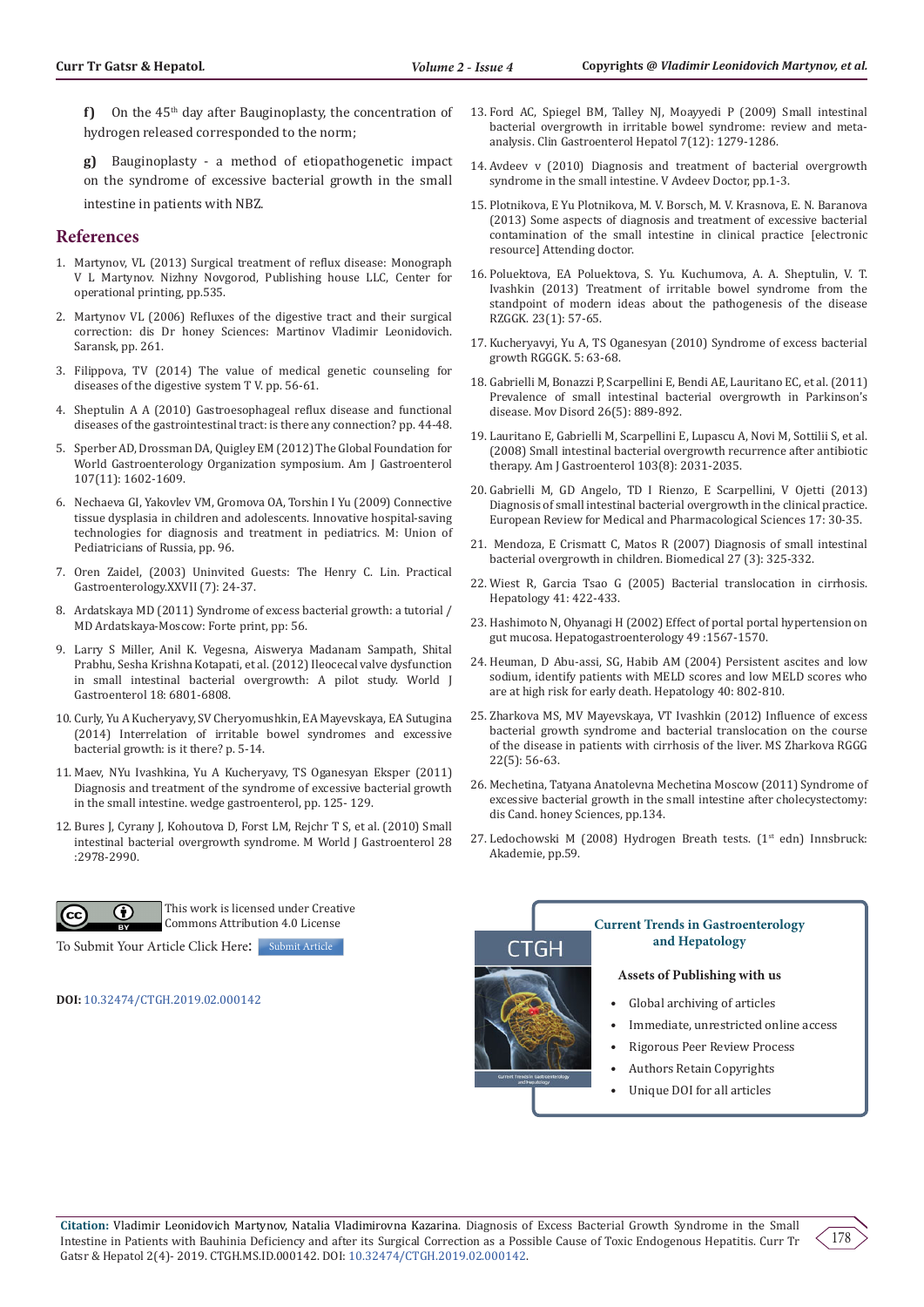**f)** On the 45th day after Bauginoplasty, the concentration of hydrogen released corresponded to the norm;

**g)** Bauginoplasty - a method of etiopathogenetic impact on the syndrome of excessive bacterial growth in the small intestine in patients with NBZ.

## References

1. Martynov, VL (2013) Surgical treatment of reflux disease: Monograph V L Martynov. Nizhny Novgorod, Publishing house LLC, Center for operational printing, pp.535.
2. Martynov VL (2006) Refluxes of the digestive tract and their surgical correction: dis Dr honey Sciences: Martinov Vladimir Leonidovich. Saransk, pp. 261.
3. Filippova, TV (2014) The value of medical genetic counseling for diseases of the digestive system T V. pp. 56-61.
4. Sheptulin A A (2010) Gastroesophageal reflux disease and functional diseases of the gastrointestinal tract: is there any connection? pp. 44-48.
5. Sperber AD, Drossman DA, Quigley EM (2012) The Global Foundation for World Gastroenterology Organization symposium. Am J Gastroenterol 107(11): 1602-1609.
6. Nechaeva GI, Yakovlev VM, Gromova OA, Torshin I Yu (2009) Connective tissue dysplasia in children and adolescents. Innovative hospital-saving technologies for diagnosis and treatment in pediatrics. M: Union of Pediatricians of Russia, pp. 96.
7. Oren Zaidel, (2003) Uninvited Guests: The Henry C. Lin. Practical Gastroenterology.XXVII (7): 24-37.
8. Ardatskaya MD (2011) Syndrome of excess bacterial growth: a tutorial / MD Ardatskaya-Moscow: Forte print, pp: 56.
9. Larry S Miller, Anil K. Vegesna, Aiswerya Madanam Sampath, Shital Prabhu, Sesha Krishna Kotapati, et al. (2012) Ileocecal valve dysfunction in small intestinal bacterial overgrowth: A pilot study. World J Gastroenterol 18: 6801-6808.
10. Curly, Yu A Kucheryavy, SV Cheryomushkin, EA Mayevskaya, EA Sutugina (2014) Interrelation of irritable bowel syndromes and excessive bacterial growth: is it there? p. 5-14.
11. Maev, NYu Ivashkina, Yu A Kucheryavy, TS Oganesyan Eksper (2011) Diagnosis and treatment of the syndrome of excessive bacterial growth in the small intestine. wedge gastroenterol, pp. 125- 129.
12. Bures J, Cyrany J, Kohoutova D, Forst LM, Rejchr T S, et al. (2010) Small intestinal bacterial overgrowth syndrome. M World J Gastroenterol 28 :2978-2990.
13. Ford AC, Spiegel BM, Talley NJ, Moayyedi P (2009) Small intestinal bacterial overgrowth in irritable bowel syndrome: review and meta-analysis. Clin Gastroenterol Hepatol 7(12): 1279-1286.
14. Avdeev v (2010) Diagnosis and treatment of bacterial overgrowth syndrome in the small intestine. V Avdeev Doctor, pp.1-3.
15. Plotnikova, E Yu Plotnikova, M. V. Borsch, M. V. Krasnova, E. N. Baranova (2013) Some aspects of diagnosis and treatment of excessive bacterial contamination of the small intestine in clinical practice [electronic resource] Attending doctor.
16. Poluektova, EA Poluektova, S. Yu. Kuchumova, A. A. Sheptulin, V. T. Ivashkin (2013) Treatment of irritable bowel syndrome from the standpoint of modern ideas about the pathogenesis of the disease RZGGK. 23(1): 57-65.
17. Kucheryavyi, Yu A, TS Oganesyan (2010) Syndrome of excess bacterial growth RGGGK. 5: 63-68.
18. Gabrielli M, Bonazzi P, Scarpellini E, Bendi AE, Lauritano EC, et al. (2011) Prevalence of small intestinal bacterial overgrowth in Parkinson's disease. Mov Disord 26(5): 889-892.
19. Lauritano E, Gabrielli M, Scarpellini E, Lupascu A, Novi M, Sottilii S, et al. (2008) Small intestinal bacterial overgrowth recurrence after antibiotic therapy. Am J Gastroenterol 103(8): 2031-2035.
20. Gabrielli M, GD Angelo, TD I Rienzo, E Scarpellini, V Ojetti (2013) Diagnosis of small intestinal bacterial overgrowth in the clinical practice. European Review for Medical and Pharmacological Sciences 17: 30-35.
21. Mendoza, E Crismatt C, Matos R (2007) Diagnosis of small intestinal bacterial overgrowth in children. Biomedical 27 (3): 325-332.
22. Wiest R, Garcia Tsao G (2005) Bacterial translocation in cirrhosis. Hepatology 41: 422-433.
23. Hashimoto N, Ohyanagi H (2002) Effect of portal portal hypertension on gut mucosa. Hepatogastroenterology 49 :1567-1570.
24. Heuman, D Abu-assi, SG, Habib AM (2004) Persistent ascites and low sodium, identify patients with MELD scores and low MELD scores who are at high risk for early death. Hepatology 40: 802-810.
25. Zharkova MS, MV Mayevskaya, VT Ivashkin (2012) Influence of excess bacterial growth syndrome and bacterial translocation on the course of the disease in patients with cirrhosis of the liver. MS Zharkova RGGG 22(5): 56-63.
26. Mechetina, Tatyana Anatolevna Mechetina Moscow (2011) Syndrome of excessive bacterial growth in the small intestine after cholecystectomy: dis Cand. honey Sciences, pp.134.
27. Ledochowski M (2008) Hydrogen Breath tests. (1st edn) Innsbruck: Akademie, pp.59.

This work is licensed under Creative Commons Attribution 4.0 License

To Submit Your Article Click Here: Submit Article

**DOI:** 10.32474/CTGH.2019.02.000142

**Current Trends in Gastroenterology and Hepatology**

**Assets of Publishing with us**

- Global archiving of articles
- Immediate, unrestricted online access
- Rigorous Peer Review Process
- Authors Retain Copyrights
- Unique DOI for all articles

**Citation:** Vladimir Leonidovich Martynov, Natalia Vladimirovna Kazarina. Diagnosis of Excess Bacterial Growth Syndrome in the Small Intestine in Patients with Bauhinia Deficiency and after its Surgical Correction as a Possible Cause of Toxic Endogenous Hepatitis. Curr Tr Gatsr & Hepatol 2(4)- 2019. CTGH.MS.ID.000142. DOI: 10.32474/CTGH.2019.02.000142.